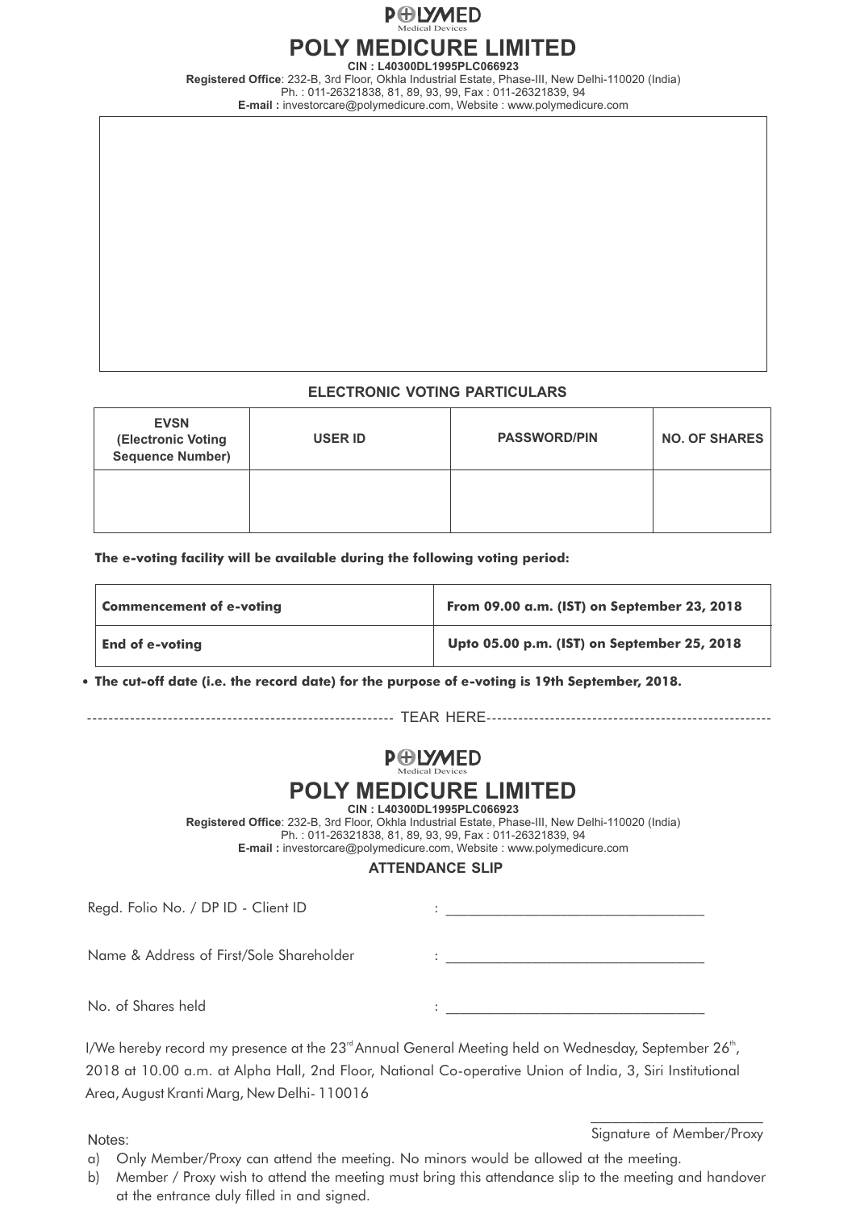POLYMED
Medical Devices

# POLY MEDICURE LIMITED

**CIN : L40300DL1995PLC066923**

**Registered Office**: 232-B, 3rd Floor, Okhla Industrial Estate, Phase-III, New Delhi-110020 (India)
Ph. : 011-26321838, 81, 89, 93, 99, Fax : 011-26321839, 94
**E-mail :** investorcare@polymedicure.com, Website : www.polymedicure.com

### ELECTRONIC VOTING PARTICULARS

| EVSN (Electronic Voting Sequence Number) | USER ID | PASSWORD/PIN | NO. OF SHARES |
|---|---|---|---|
| | | | |

**The e-voting facility will be available during the following voting period:**

| | |
|---|---|
| **Commencement of e-voting** | **From 09.00 a.m. (IST) on September 23, 2018** |
| **End of e-voting** | **Upto 05.00 p.m. (IST) on September 25, 2018** |

- **The cut-off date (i.e. the record date) for the purpose of e-voting is 19th September, 2018.**

-------------------------------------------------------- TEAR HERE--------------------------------------------------------

POLYMED
Medical Devices

# POLY MEDICURE LIMITED

**CIN : L40300DL1995PLC066923**

**Registered Office**: 232-B, 3rd Floor, Okhla Industrial Estate, Phase-III, New Delhi-110020 (India)
Ph. : 011-26321838, 81, 89, 93, 99, Fax : 011-26321839, 94
**E-mail :** investorcare@polymedicure.com, Website : www.polymedicure.com

### ATTENDANCE SLIP

Regd. Folio No. / DP ID - Client ID : ___________________________

Name & Address of First/Sole Shareholder : ___________________________

No. of Shares held : ___________________________

I/We hereby record my presence at the 23rd Annual General Meeting held on Wednesday, September 26th, 2018 at 10.00 a.m. at Alpha Hall, 2nd Floor, National Co-operative Union of India, 3, Siri Institutional Area, August Kranti Marg, New Delhi- 110016

_______________________
Signature of Member/Proxy

Notes:

a) Only Member/Proxy can attend the meeting. No minors would be allowed at the meeting.

b) Member / Proxy wish to attend the meeting must bring this attendance slip to the meeting and handover at the entrance duly filled in and signed.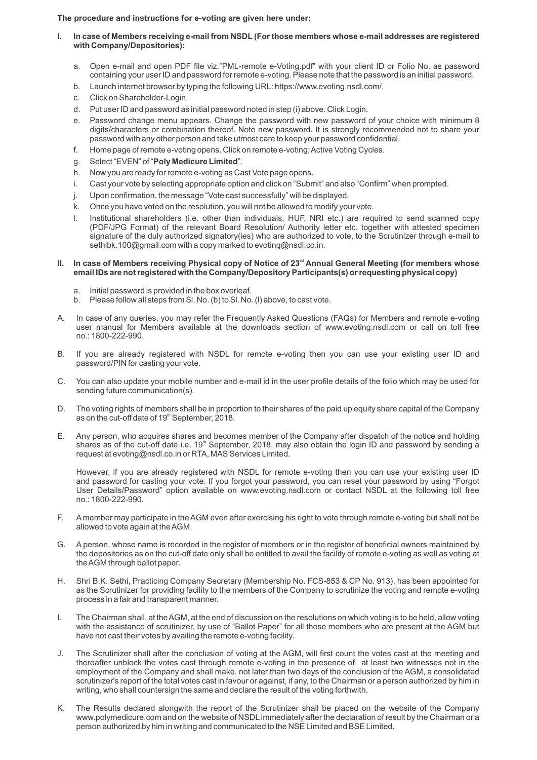**The procedure and instructions for e-voting are given here under:**

**I. In case of Members receiving e-mail from NSDL (For those members whose e-mail addresses are registered with Company/Depositories):**

a. Open e-mail and open PDF file viz."PML-remote e-Voting.pdf" with your client ID or Folio No. as password containing your user ID and password for remote e-voting. Please note that the password is an initial password.

b. Launch internet browser by typing the following URL: https://www.evoting.nsdl.com/.

c. Click on Shareholder-Login.

d. Put user ID and password as initial password noted in step (i) above. Click Login.

e. Password change menu appears. Change the password with new password of your choice with minimum 8 digits/characters or combination thereof. Note new password. It is strongly recommended not to share your password with any other person and take utmost care to keep your password confidential.

f. Home page of remote e-voting opens. Click on remote e-voting: Active Voting Cycles.

g. Select "EVEN" of "**Poly Medicure Limited**".

h. Now you are ready for remote e-voting as Cast Vote page opens.

i. Cast your vote by selecting appropriate option and click on "Submit" and also "Confirm" when prompted.

j. Upon confirmation, the message "Vote cast successfully" will be displayed.

k. Once you have voted on the resolution, you will not be allowed to modify your vote.

l. Institutional shareholders (i.e. other than individuals, HUF, NRI etc.) are required to send scanned copy (PDF/JPG Format) of the relevant Board Resolution/ Authority letter etc. together with attested specimen signature of the duly authorized signatory(ies) who are authorized to vote, to the Scrutinizer through e-mail to sethibk.100@gmail.com with a copy marked to evoting@nsdl.co.in.

**II. In case of Members receiving Physical copy of Notice of 23rd Annual General Meeting (for members whose email IDs are not registered with the Company/Depository Participants(s) or requesting physical copy)**

a. Initial password is provided in the box overleaf.

b. Please follow all steps from Sl. No. (b) to Sl. No. (l) above, to cast vote.

A. In case of any queries, you may refer the Frequently Asked Questions (FAQs) for Members and remote e-voting user manual for Members available at the downloads section of www.evoting.nsdl.com or call on toll free no.: 1800-222-990.

B. If you are already registered with NSDL for remote e-voting then you can use your existing user ID and password/PIN for casting your vote.

C. You can also update your mobile number and e-mail id in the user profile details of the folio which may be used for sending future communication(s).

D. The voting rights of members shall be in proportion to their shares of the paid up equity share capital of the Company as on the cut-off date of 19th September, 2018.

E. Any person, who acquires shares and becomes member of the Company after dispatch of the notice and holding shares as of the cut-off date i.e. 19th September, 2018, may also obtain the login ID and password by sending a request at evoting@nsdl.co.in or RTA, MAS Services Limited.

However, if you are already registered with NSDL for remote e-voting then you can use your existing user ID and password for casting your vote. If you forgot your password, you can reset your password by using "Forgot User Details/Password" option available on www.evoting.nsdl.com or contact NSDL at the following toll free no.: 1800-222-990.

F. A member may participate in the AGM even after exercising his right to vote through remote e-voting but shall not be allowed to vote again at the AGM.

G. A person, whose name is recorded in the register of members or in the register of beneficial owners maintained by the depositories as on the cut-off date only shall be entitled to avail the facility of remote e-voting as well as voting at the AGM through ballot paper.

H. Shri B.K. Sethi, Practicing Company Secretary (Membership No. FCS-853 & CP No. 913), has been appointed for as the Scrutinizer for providing facility to the members of the Company to scrutinize the voting and remote e-voting process in a fair and transparent manner.

I. The Chairman shall, at the AGM, at the end of discussion on the resolutions on which voting is to be held, allow voting with the assistance of scrutinizer, by use of "Ballot Paper" for all those members who are present at the AGM but have not cast their votes by availing the remote e-voting facility.

J. The Scrutinizer shall after the conclusion of voting at the AGM, will first count the votes cast at the meeting and thereafter unblock the votes cast through remote e-voting in the presence of at least two witnesses not in the employment of the Company and shall make, not later than two days of the conclusion of the AGM, a consolidated scrutinizer's report of the total votes cast in favour or against, if any, to the Chairman or a person authorized by him in writing, who shall countersign the same and declare the result of the voting forthwith.

K. The Results declared alongwith the report of the Scrutinizer shall be placed on the website of the Company www.polymedicure.com and on the website of NSDL immediately after the declaration of result by the Chairman or a person authorized by him in writing and communicated to the NSE Limited and BSE Limited.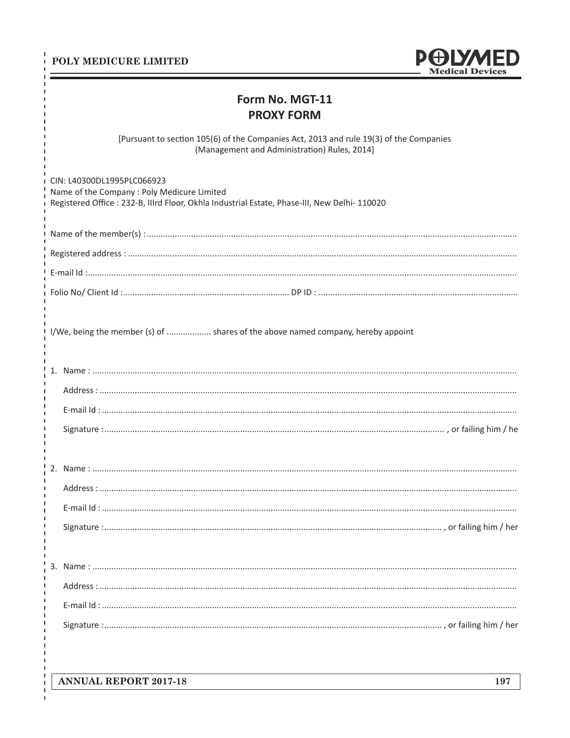# Form No. MGT-11
# PROXY FORM

[Pursuant to section 105(6) of the Companies Act, 2013 and rule 19(3) of the Companies (Management and Administration) Rules, 2014]

CIN: L40300DL1995PLC066923
Name of the Company : Poly Medicure Limited
Registered Office : 232-B, IIIrd Floor, Okhla Industrial Estate, Phase-III, New Delhi- 110020

Name of the member(s) :..........................................................................................................................................

Registered address : ..................................................................................................................................................

E-mail Id :....................................................................................................................................................................

Folio No/ Client Id :....................................................................... DP ID : ....................................................................................

I/We, being the member (s) of .................. shares of the above named company, hereby appoint

1. Name : ..................................................................................................................................................................

   Address : ...............................................................................................................................................................

   E-mail Id : ..............................................................................................................................................................

   Signature :.............................................................................................................................. , or failing him / he

2. Name : ..................................................................................................................................................................

   Address : ...............................................................................................................................................................

   E-mail Id : ..............................................................................................................................................................

   Signature :.............................................................................................................................. , or failing him / her

3. Name : ..................................................................................................................................................................

   Address : ...............................................................................................................................................................

   E-mail Id : ..............................................................................................................................................................

   Signature :.............................................................................................................................. , or failing him / her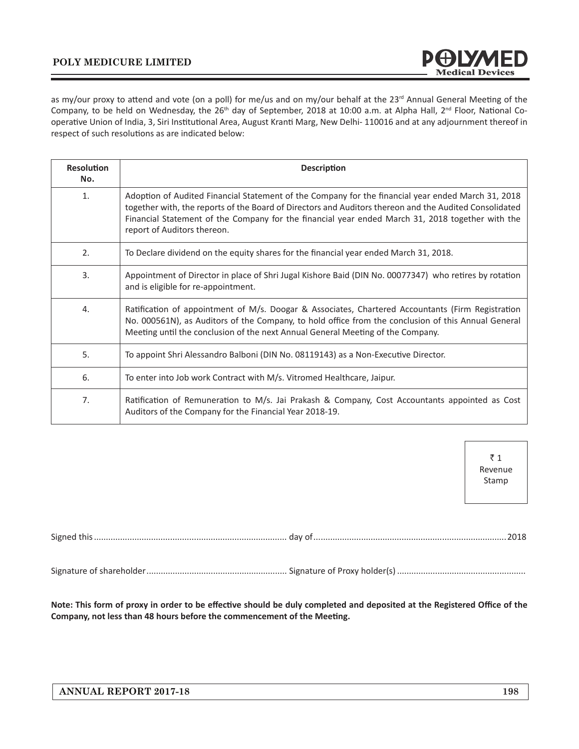as my/our proxy to attend and vote (on a poll) for me/us and on my/our behalf at the 23rd Annual General Meeting of the Company, to be held on Wednesday, the 26th day of September, 2018 at 10:00 a.m. at Alpha Hall, 2nd Floor, National Co-operative Union of India, 3, Siri Institutional Area, August Kranti Marg, New Delhi- 110016 and at any adjournment thereof in respect of such resolutions as are indicated below:

| Resolution No. | Description |
|---|---|
| 1. | Adoption of Audited Financial Statement of the Company for the financial year ended March 31, 2018 together with, the reports of the Board of Directors and Auditors thereon and the Audited Consolidated Financial Statement of the Company for the financial year ended March 31, 2018 together with the report of Auditors thereon. |
| 2. | To Declare dividend on the equity shares for the financial year ended March 31, 2018. |
| 3. | Appointment of Director in place of Shri Jugal Kishore Baid (DIN No. 00077347) who retires by rotation and is eligible for re-appointment. |
| 4. | Ratification of appointment of M/s. Doogar & Associates, Chartered Accountants (Firm Registration No. 000561N), as Auditors of the Company, to hold office from the conclusion of this Annual General Meeting until the conclusion of the next Annual General Meeting of the Company. |
| 5. | To appoint Shri Alessandro Balboni (DIN No. 08119143) as a Non-Executive Director. |
| 6. | To enter into Job work Contract with M/s. Vitromed Healthcare, Jaipur. |
| 7. | Ratification of Remuneration to M/s. Jai Prakash & Company, Cost Accountants appointed as Cost Auditors of the Company for the Financial Year 2018-19. |

₹ 1
Revenue
Stamp

Signed this ................................................................................ day of ................................................................................ 2018

Signature of shareholder .......................................................... Signature of Proxy holder(s) .....................................................

**Note: This form of proxy in order to be effective should be duly completed and deposited at the Registered Office of the Company, not less than 48 hours before the commencement of the Meeting.**